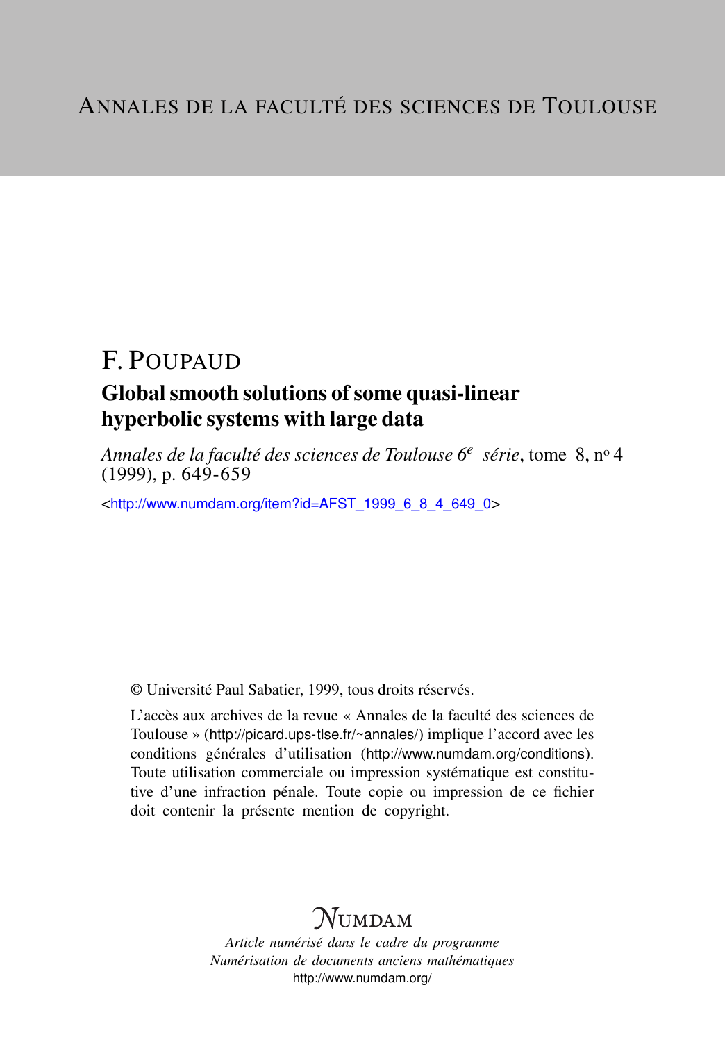ANNALES DE LA FACULTÉ DES SCIENCES DE TOULOUSE

# F. POUPAUD

## Global smooth solutions of some quasi-linear hyperbolic systems with large data

*Annales de la faculté des sciences de Toulouse 6e série*, tome 8, no 4 (1999), p. 649-659

<http://www.numdam.org/item?id=AFST_1999_6_8_4_649_0>

© Université Paul Sabatier, 1999, tous droits réservés.

L'accès aux archives de la revue « Annales de la faculté des sciences de Toulouse » (http://picard.ups-tlse.fr/~annales/) implique l'accord avec les conditions générales d'utilisation (http://www.numdam.org/conditions). Toute utilisation commerciale ou impression systématique est constitutive d'une infraction pénale. Toute copie ou impression de ce fichier doit contenir la présente mention de copyright.

NUMDAM

*Article numérisé dans le cadre du programme*
*Numérisation de documents anciens mathématiques*
http://www.numdam.org/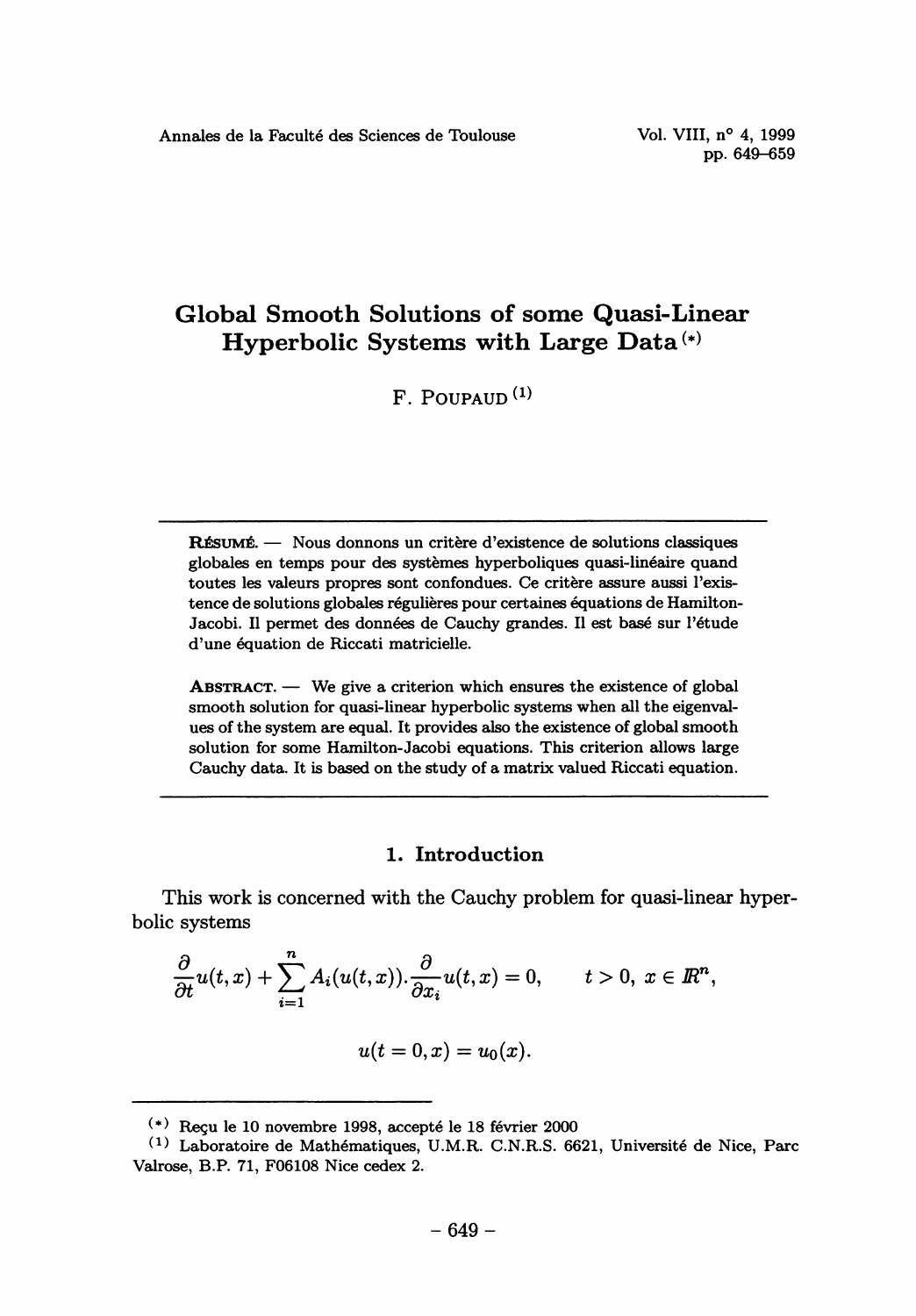# Global Smooth Solutions of some Quasi-Linear Hyperbolic Systems with Large Data [(*)]

F. POUPAUD [(1)]

---

**RÉSUMÉ.** — Nous donnons un critère d'existence de solutions classiques globales en temps pour des systèmes hyperboliques quasi-linéaire quand toutes les valeurs propres sont confondues. Ce critère assure aussi l'existence de solutions globales régulières pour certaines équations de Hamilton-Jacobi. Il permet des données de Cauchy grandes. Il est basé sur l'étude d'une équation de Riccati matricielle.

**ABSTRACT.** — We give a criterion which ensures the existence of global smooth solution for quasi-linear hyperbolic systems when all the eigenvalues of the system are equal. It provides also the existence of global smooth solution for some Hamilton-Jacobi equations. This criterion allows large Cauchy data. It is based on the study of a matrix valued Riccati equation.

---

## 1. Introduction

This work is concerned with the Cauchy problem for quasi-linear hyperbolic systems

$$\frac{\partial}{\partial t}u(t,x) + \sum_{i=1}^{n} A_i(u(t,x)).\frac{\partial}{\partial x_i}u(t,x) = 0, \qquad t > 0,\ x \in \mathbb{R}^n,$$

$$u(t=0,x) = u_0(x).$$

---

(*) Reçu le 10 novembre 1998, accepté le 18 février 2000

(1) Laboratoire de Mathématiques, U.M.R. C.N.R.S. 6621, Université de Nice, Parc Valrose, B.P. 71, F06108 Nice cedex 2.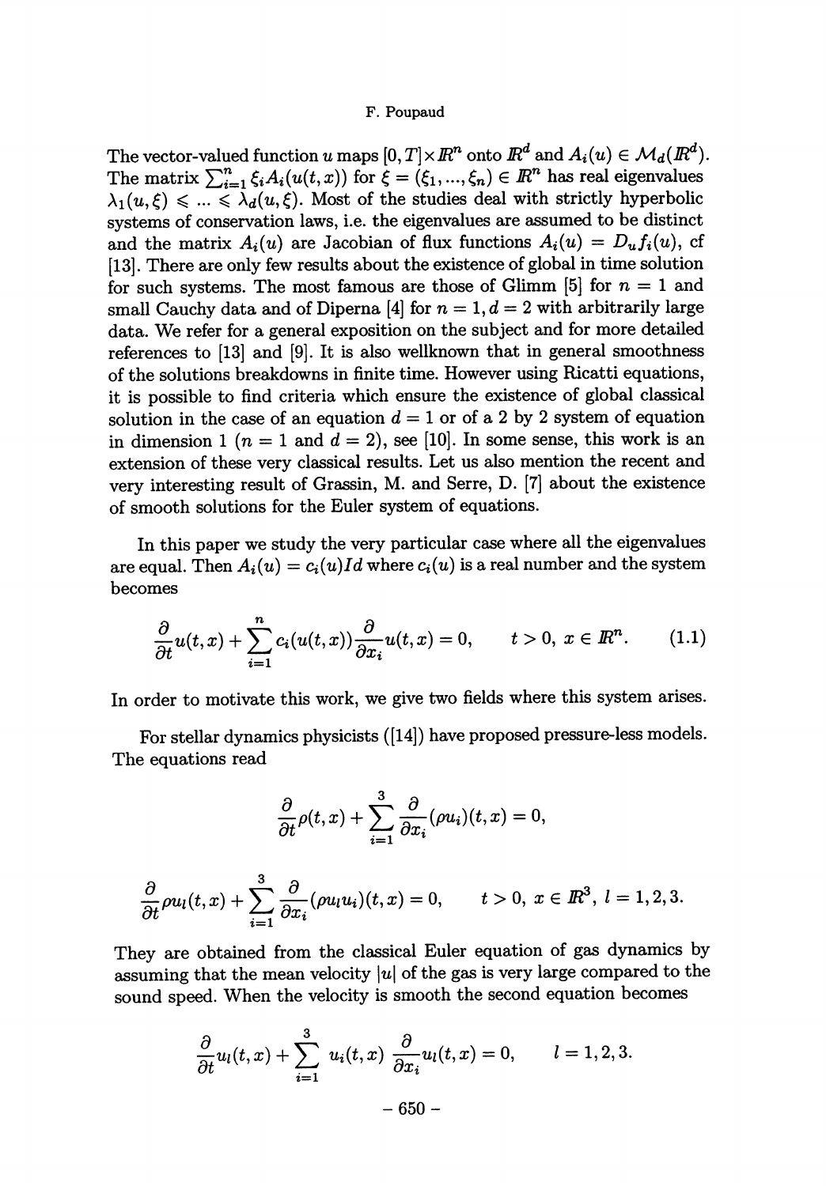The vector-valued function $u$ maps $[0,T]\times I\!R^n$ onto $I\!R^d$ and $A_i(u) \in \mathcal{M}_d(I\!R^d)$. The matrix $\sum_{i=1}^n \xi_i A_i(u(t,x))$ for $\xi = (\xi_1, ..., \xi_n) \in I\!R^n$ has real eigenvalues $\lambda_1(u,\xi) \leqslant ... \leqslant \lambda_d(u,\xi)$. Most of the studies deal with strictly hyperbolic systems of conservation laws, i.e. the eigenvalues are assumed to be distinct and the matrix $A_i(u)$ are Jacobian of flux functions $A_i(u) = D_u f_i(u)$, cf [13]. There are only few results about the existence of global in time solution for such systems. The most famous are those of Glimm [5] for $n = 1$ and small Cauchy data and of Diperna [4] for $n = 1, d = 2$ with arbitrarily large data. We refer for a general exposition on the subject and for more detailed references to [13] and [9]. It is also wellknown that in general smoothness of the solutions breakdowns in finite time. However using Ricatti equations, it is possible to find criteria which ensure the existence of global classical solution in the case of an equation $d = 1$ or of a 2 by 2 system of equation in dimension 1 ($n = 1$ and $d = 2$), see [10]. In some sense, this work is an extension of these very classical results. Let us also mention the recent and very interesting result of Grassin, M. and Serre, D. [7] about the existence of smooth solutions for the Euler system of equations.

In this paper we study the very particular case where all the eigenvalues are equal. Then $A_i(u) = c_i(u)Id$ where $c_i(u)$ is a real number and the system becomes

$$\frac{\partial}{\partial t}u(t,x) + \sum_{i=1}^{n} c_i(u(t,x))\frac{\partial}{\partial x_i}u(t,x) = 0, \qquad t > 0,\ x \in I\!R^n. \tag{1.1}$$

In order to motivate this work, we give two fields where this system arises.

For stellar dynamics physicists ([14]) have proposed pressure-less models. The equations read

$$\frac{\partial}{\partial t}\rho(t,x) + \sum_{i=1}^{3}\frac{\partial}{\partial x_i}(\rho u_i)(t,x) = 0,$$

$$\frac{\partial}{\partial t}\rho u_l(t,x) + \sum_{i=1}^{3}\frac{\partial}{\partial x_i}(\rho u_l u_i)(t,x) = 0, \qquad t > 0,\ x \in I\!R^3,\ l = 1,2,3.$$

They are obtained from the classical Euler equation of gas dynamics by assuming that the mean velocity $|u|$ of the gas is very large compared to the sound speed. When the velocity is smooth the second equation becomes

$$\frac{\partial}{\partial t}u_l(t,x) + \sum_{i=1}^{3}\ u_i(t,x)\ \frac{\partial}{\partial x_i}u_l(t,x) = 0, \qquad l = 1,2,3.$$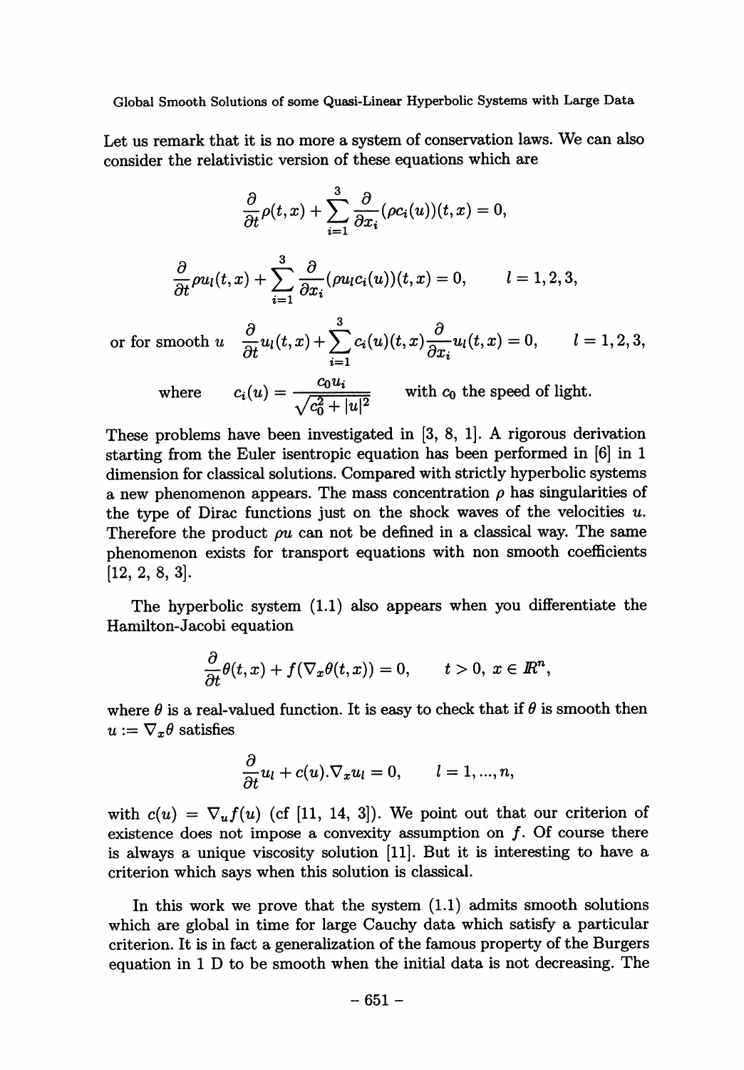Let us remark that it is no more a system of conservation laws. We can also consider the relativistic version of these equations which are

$$\frac{\partial}{\partial t}\rho(t,x) + \sum_{i=1}^{3} \frac{\partial}{\partial x_i}(\rho c_i(u))(t,x) = 0,$$

$$\frac{\partial}{\partial t}\rho u_l(t,x) + \sum_{i=1}^{3} \frac{\partial}{\partial x_i}(\rho u_l c_i(u))(t,x) = 0, \qquad l = 1,2,3,$$

or for smooth $u$

$$\frac{\partial}{\partial t}u_l(t,x) + \sum_{i=1}^{3} c_i(u)(t,x)\frac{\partial}{\partial x_i}u_l(t,x) = 0, \qquad l = 1,2,3,$$

where $\quad c_i(u) = \dfrac{c_0 u_i}{\sqrt{c_0^2 + |u|^2}} \quad$ with $c_0$ the speed of light.

These problems have been investigated in [3, 8, 1]. A rigorous derivation starting from the Euler isentropic equation has been performed in [6] in 1 dimension for classical solutions. Compared with strictly hyperbolic systems a new phenomenon appears. The mass concentration $\rho$ has singularities of the type of Dirac functions just on the shock waves of the velocities $u$. Therefore the product $\rho u$ can not be defined in a classical way. The same phenomenon exists for transport equations with non smooth coefficients [12, 2, 8, 3].

The hyperbolic system (1.1) also appears when you differentiate the Hamilton-Jacobi equation

$$\frac{\partial}{\partial t}\theta(t,x) + f(\nabla_x\theta(t,x)) = 0, \qquad t > 0,\ x \in \mathbb{R}^n,$$

where $\theta$ is a real-valued function. It is easy to check that if $\theta$ is smooth then $u := \nabla_x\theta$ satisfies

$$\frac{\partial}{\partial t}u_l + c(u).\nabla_x u_l = 0, \qquad l = 1, \ldots, n,$$

with $c(u) = \nabla_u f(u)$ (cf [11, 14, 3]). We point out that our criterion of existence does not impose a convexity assumption on $f$. Of course there is always a unique viscosity solution [11]. But it is interesting to have a criterion which says when this solution is classical.

In this work we prove that the system (1.1) admits smooth solutions which are global in time for large Cauchy data which satisfy a particular criterion. It is in fact a generalization of the famous property of the Burgers equation in 1 D to be smooth when the initial data is not decreasing. The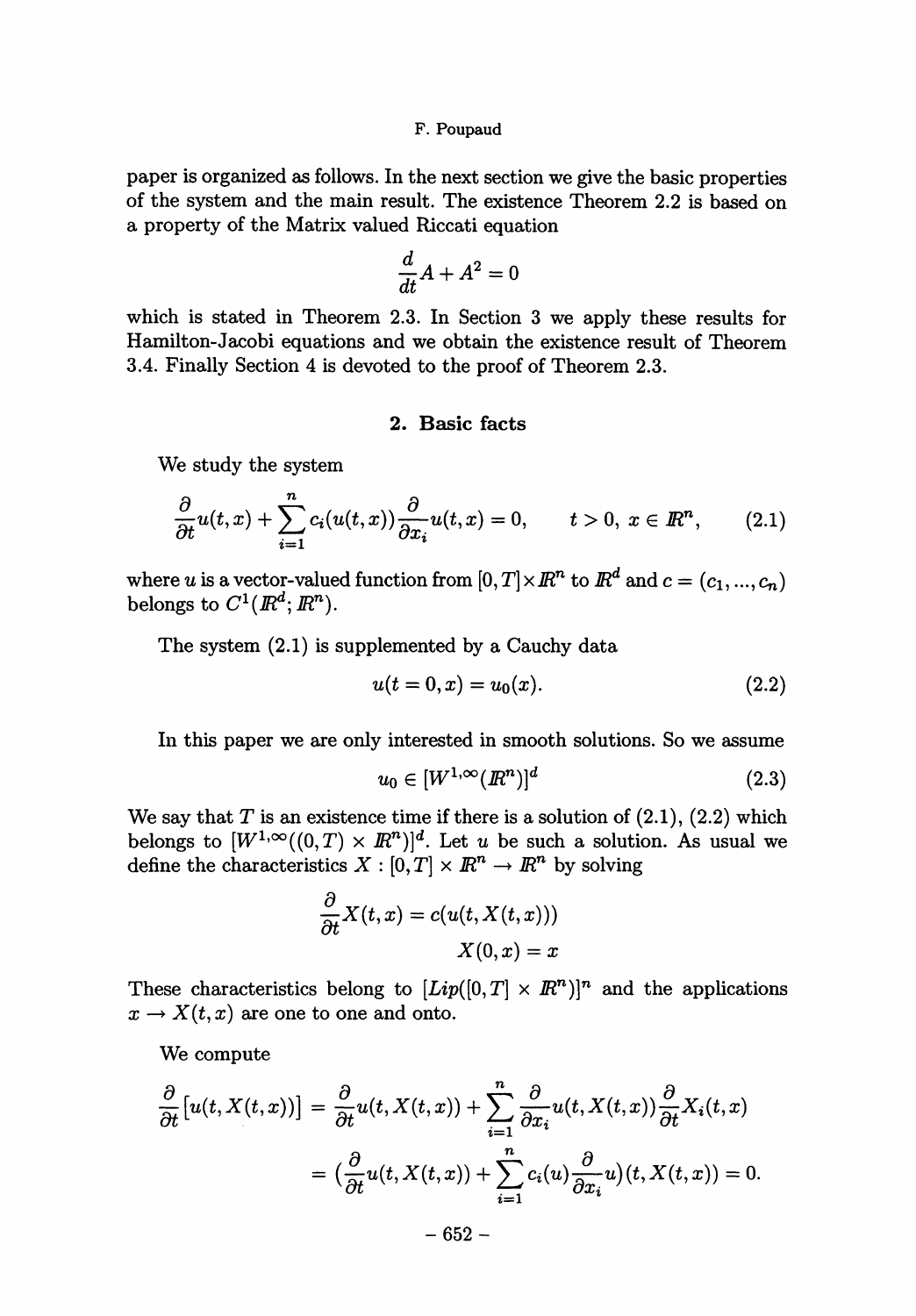paper is organized as follows. In the next section we give the basic properties of the system and the main result. The existence Theorem 2.2 is based on a property of the Matrix valued Riccati equation

$$\frac{d}{dt}A + A^2 = 0$$

which is stated in Theorem 2.3. In Section 3 we apply these results for Hamilton-Jacobi equations and we obtain the existence result of Theorem 3.4. Finally Section 4 is devoted to the proof of Theorem 2.3.

## 2. Basic facts

We study the system

$$\frac{\partial}{\partial t}u(t,x) + \sum_{i=1}^{n} c_i(u(t,x))\frac{\partial}{\partial x_i}u(t,x) = 0, \qquad t > 0,\ x \in \mathbb{R}^n, \tag{2.1}$$

where $u$ is a vector-valued function from $[0,T] \times \mathbb{R}^n$ to $\mathbb{R}^d$ and $c = (c_1, ..., c_n)$ belongs to $C^1(\mathbb{R}^d; \mathbb{R}^n)$.

The system (2.1) is supplemented by a Cauchy data

$$u(t=0,x) = u_0(x). \tag{2.2}$$

In this paper we are only interested in smooth solutions. So we assume

$$u_0 \in [W^{1,\infty}(\mathbb{R}^n)]^d \tag{2.3}$$

We say that $T$ is an existence time if there is a solution of (2.1), (2.2) which belongs to $[W^{1,\infty}((0,T) \times \mathbb{R}^n)]^d$. Let $u$ be such a solution. As usual we define the characteristics $X : [0,T] \times \mathbb{R}^n \to \mathbb{R}^n$ by solving

$$\frac{\partial}{\partial t}X(t,x) = c(u(t,X(t,x)))$$
$$X(0,x) = x$$

These characteristics belong to $[Lip([0,T] \times \mathbb{R}^n)]^n$ and the applications $x \to X(t,x)$ are one to one and onto.

We compute

$$\begin{aligned}\frac{\partial}{\partial t}\big[u(t,X(t,x))\big] &= \frac{\partial}{\partial t}u(t,X(t,x)) + \sum_{i=1}^{n}\frac{\partial}{\partial x_i}u(t,X(t,x))\frac{\partial}{\partial t}X_i(t,x) \\ &= \big(\frac{\partial}{\partial t}u(t,X(t,x)) + \sum_{i=1}^{n}c_i(u)\frac{\partial}{\partial x_i}u\big)(t,X(t,x)) = 0.\end{aligned}$$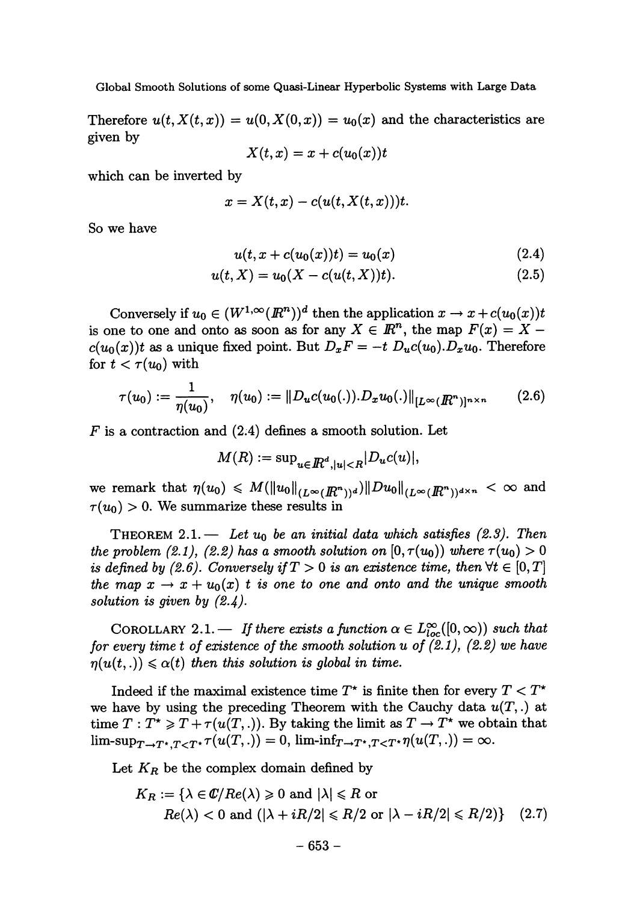Therefore $u(t, X(t,x)) = u(0, X(0,x)) = u_0(x)$ and the characteristics are given by

$$X(t,x) = x + c(u_0(x))t$$

which can be inverted by

$$x = X(t,x) - c(u(t, X(t,x)))t.$$

So we have

$$u(t, x + c(u_0(x))t) = u_0(x) \tag{2.4}$$

$$u(t, X) = u_0(X - c(u(t,X))t). \tag{2.5}$$

Conversely if $u_0 \in (W^{1,\infty}(\mathbb{R}^n))^d$ then the application $x \to x + c(u_0(x))t$ is one to one and onto as soon as for any $X \in \mathbb{R}^n$, the map $F(x) = X - c(u_0(x))t$ as a unique fixed point. But $D_x F = -t\, D_u c(u_0).D_x u_0$. Therefore for $t < \tau(u_0)$ with

$$\tau(u_0) := \frac{1}{\eta(u_0)}, \quad \eta(u_0) := \|D_u c(u_0(.)).D_x u_0(.)\|_{[L^\infty(\mathbb{R}^n)]^{n\times n}} \tag{2.6}$$

$F$ is a contraction and (2.4) defines a smooth solution. Let

$$M(R) := \sup_{u\in\mathbb{R}^d, |u|<R} |D_u c(u)|,$$

we remark that $\eta(u_0) \leqslant M(\|u_0\|_{(L^\infty(\mathbb{R}^n))^d})\|Du_0\|_{(L^\infty(\mathbb{R}^n))^{d\times n}} < \infty$ and $\tau(u_0) > 0$. We summarize these results in

THEOREM 2.1. — *Let $u_0$ be an initial data which satisfies (2.3). Then the problem (2.1), (2.2) has a smooth solution on $[0, \tau(u_0))$ where $\tau(u_0) > 0$ is defined by (2.6). Conversely if $T > 0$ is an existence time, then $\forall t \in [0,T]$ the map $x \to x + u_0(x)\, t$ is one to one and onto and the unique smooth solution is given by (2.4).*

COROLLARY 2.1. — *If there exists a function $\alpha \in L^\infty_{loc}([0,\infty))$ such that for every time $t$ of existence of the smooth solution $u$ of (2.1), (2.2) we have $\eta(u(t,.)) \leqslant \alpha(t)$ then this solution is global in time.*

Indeed if the maximal existence time $T^\star$ is finite then for every $T < T^\star$ we have by using the preceding Theorem with the Cauchy data $u(T,.)$ at time $T : T^\star \geqslant T + \tau(u(T,.))$. By taking the limit as $T \to T^\star$ we obtain that $\text{lim-sup}_{T\to T^\star, T<T^\star}\tau(u(T,.)) = 0$, $\text{lim-inf}_{T\to T^\star, T<T^\star}\eta(u(T,.)) = \infty$.

Let $K_R$ be the complex domain defined by

$$K_R := \{\lambda \in \mathbb{C} / Re(\lambda) \geqslant 0 \text{ and } |\lambda| \leqslant R \text{ or } Re(\lambda) < 0 \text{ and } (|\lambda + iR/2| \leqslant R/2 \text{ or } |\lambda - iR/2| \leqslant R/2)\} \tag{2.7}$$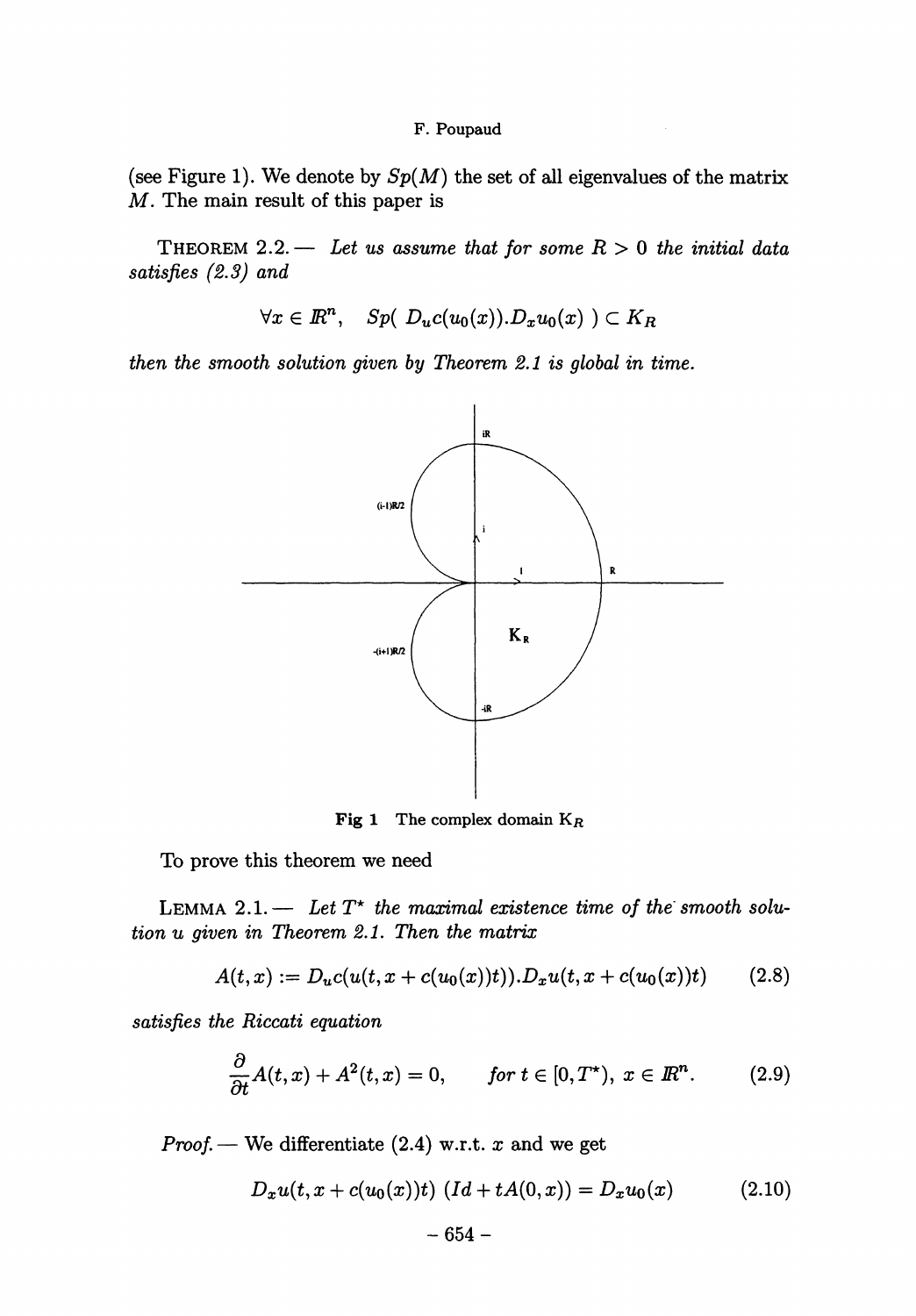(see Figure 1). We denote by $Sp(M)$ the set of all eigenvalues of the matrix $M$. The main result of this paper is

THEOREM 2.2. — *Let us assume that for some $R > 0$ the initial data satisfies (2.3) and*

$$\forall x \in \mathbb{R}^n, \quad Sp(\ D_u c(u_0(x)).D_x u_0(x)\ ) \subset K_R$$

*then the smooth solution given by Theorem 2.1 is global in time.*

Fig 1 The complex domain $K_R$

To prove this theorem we need

LEMMA 2.1. — *Let $T^\star$ the maximal existence time of the smooth solution $u$ given in Theorem 2.1. Then the matrix*

$$A(t,x) := D_u c(u(t, x + c(u_0(x))t)).D_x u(t, x + c(u_0(x))t) \tag{2.8}$$

*satisfies the Riccati equation*

$$\frac{\partial}{\partial t} A(t,x) + A^2(t,x) = 0, \qquad \textit{for } t \in [0, T^\star),\ x \in \mathbb{R}^n. \tag{2.9}$$

*Proof.* — We differentiate (2.4) w.r.t. $x$ and we get

$$D_x u(t, x + c(u_0(x))t)\ (Id + tA(0,x)) = D_x u_0(x) \tag{2.10}$$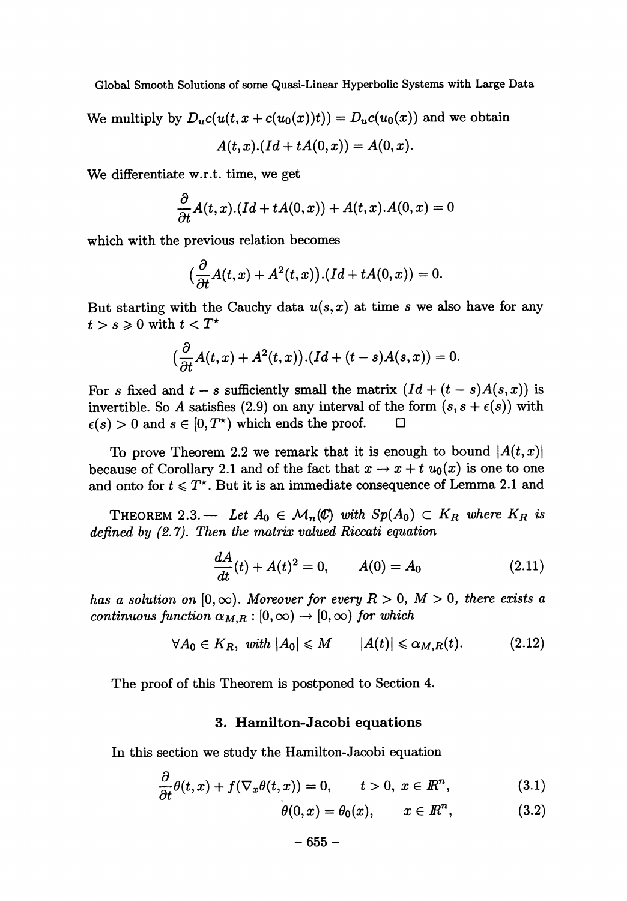We multiply by $D_u c(u(t, x + c(u_0(x))t)) = D_u c(u_0(x))$ and we obtain

$$A(t, x).(Id + tA(0, x)) = A(0, x).$$

We differentiate w.r.t. time, we get

$$\frac{\partial}{\partial t} A(t, x).(Id + tA(0, x)) + A(t, x).A(0, x) = 0$$

which with the previous relation becomes

$$\big(\frac{\partial}{\partial t} A(t, x) + A^2(t, x)\big).(Id + tA(0, x)) = 0.$$

But starting with the Cauchy data $u(s, x)$ at time $s$ we also have for any $t > s \geqslant 0$ with $t < T^\star$

$$\big(\frac{\partial}{\partial t} A(t, x) + A^2(t, x)\big).(Id + (t - s)A(s, x)) = 0.$$

For $s$ fixed and $t - s$ sufficiently small the matrix $(Id + (t - s)A(s, x))$ is invertible. So $A$ satisfies (2.9) on any interval of the form $(s, s + \epsilon(s))$ with $\epsilon(s) > 0$ and $s \in [0, T^\star)$ which ends the proof. □

To prove Theorem 2.2 we remark that it is enough to bound $|A(t, x)|$ because of Corollary 2.1 and of the fact that $x \to x + t\, u_0(x)$ is one to one and onto for $t \leqslant T^\star$. But it is an immediate consequence of Lemma 2.1 and

THEOREM 2.3.— *Let $A_0 \in \mathcal{M}_n(\mathbb{C})$ with $Sp(A_0) \subset K_R$ where $K_R$ is defined by (2.7). Then the matrix valued Riccati equation*

$$\frac{dA}{dt}(t) + A(t)^2 = 0, \qquad A(0) = A_0 \tag{2.11}$$

*has a solution on $[0, \infty)$. Moreover for every $R > 0$, $M > 0$, there exists a continuous function $\alpha_{M,R} : [0, \infty) \to [0, \infty)$ for which*

$$\forall A_0 \in K_R, \text{ with } |A_0| \leqslant M \qquad |A(t)| \leqslant \alpha_{M,R}(t). \tag{2.12}$$

The proof of this Theorem is postponed to Section 4.

## 3. Hamilton-Jacobi equations

In this section we study the Hamilton-Jacobi equation

$$\frac{\partial}{\partial t}\theta(t, x) + f(\nabla_x \theta(t, x)) = 0, \qquad t > 0,\ x \in \mathbb{R}^n, \tag{3.1}$$

$$\theta(0, x) = \theta_0(x), \qquad x \in \mathbb{R}^n, \tag{3.2}$$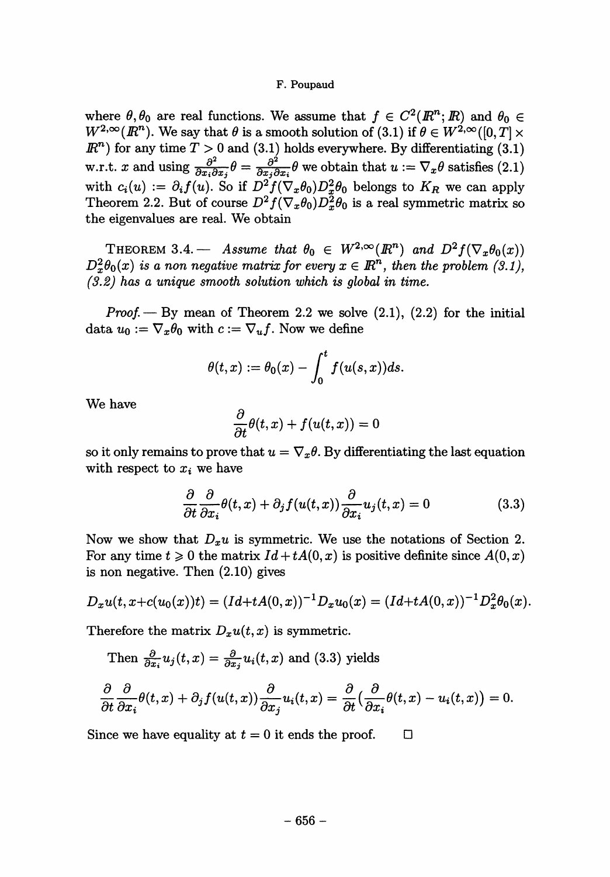where $\theta, \theta_0$ are real functions. We assume that $f \in C^2(\mathbb{R}^n; \mathbb{R})$ and $\theta_0 \in W^{2,\infty}(\mathbb{R}^n)$. We say that $\theta$ is a smooth solution of (3.1) if $\theta \in W^{2,\infty}([0,T] \times \mathbb{R}^n)$ for any time $T > 0$ and (3.1) holds everywhere. By differentiating (3.1) w.r.t. $x$ and using $\frac{\partial^2}{\partial x_i \partial x_j}\theta = \frac{\partial^2}{\partial x_j \partial x_i}\theta$ we obtain that $u := \nabla_x \theta$ satisfies (2.1) with $c_i(u) := \partial_i f(u)$. So if $D^2 f(\nabla_x \theta_0) D_x^2 \theta_0$ belongs to $K_R$ we can apply Theorem 2.2. But of course $D^2 f(\nabla_x \theta_0) D_x^2 \theta_0$ is a real symmetric matrix so the eigenvalues are real. We obtain

THEOREM 3.4. — *Assume that $\theta_0 \in W^{2,\infty}(\mathbb{R}^n)$ and $D^2 f(\nabla_x \theta_0(x)) D_x^2 \theta_0(x)$ is a non negative matrix for every $x \in \mathbb{R}^n$, then the problem (3.1), (3.2) has a unique smooth solution which is global in time.*

*Proof.* — By mean of Theorem 2.2 we solve (2.1), (2.2) for the initial data $u_0 := \nabla_x \theta_0$ with $c := \nabla_u f$. Now we define

$$\theta(t,x) := \theta_0(x) - \int_0^t f(u(s,x))ds.$$

We have

$$\frac{\partial}{\partial t}\theta(t,x) + f(u(t,x)) = 0$$

so it only remains to prove that $u = \nabla_x \theta$. By differentiating the last equation with respect to $x_i$ we have

$$\frac{\partial}{\partial t}\frac{\partial}{\partial x_i}\theta(t,x) + \partial_j f(u(t,x))\frac{\partial}{\partial x_i}u_j(t,x) = 0 \tag{3.3}$$

Now we show that $D_x u$ is symmetric. We use the notations of Section 2. For any time $t \geqslant 0$ the matrix $Id + tA(0,x)$ is positive definite since $A(0,x)$ is non negative. Then (2.10) gives

$$D_x u(t, x + c(u_0(x))t) = (Id + tA(0,x))^{-1} D_x u_0(x) = (Id + tA(0,x))^{-1} D_x^2 \theta_0(x).$$

Therefore the matrix $D_x u(t,x)$ is symmetric.

Then $\frac{\partial}{\partial x_i}u_j(t,x) = \frac{\partial}{\partial x_j}u_i(t,x)$ and (3.3) yields

$$\frac{\partial}{\partial t}\frac{\partial}{\partial x_i}\theta(t,x) + \partial_j f(u(t,x))\frac{\partial}{\partial x_j}u_i(t,x) = \frac{\partial}{\partial t}\big(\frac{\partial}{\partial x_i}\theta(t,x) - u_i(t,x)\big) = 0.$$

Since we have equality at $t = 0$ it ends the proof. $\square$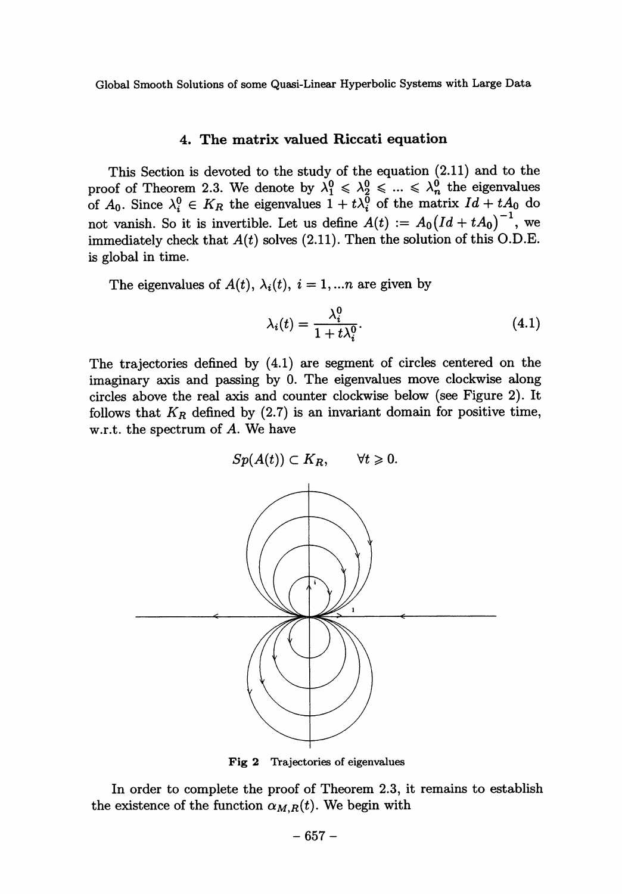## 4. The matrix valued Riccati equation

This Section is devoted to the study of the equation (2.11) and to the proof of Theorem 2.3. We denote by $\lambda_1^0 \leqslant \lambda_2^0 \leqslant \dots \leqslant \lambda_n^0$ the eigenvalues of $A_0$. Since $\lambda_i^0 \in K_R$ the eigenvalues $1 + t\lambda_i^0$ of the matrix $Id + tA_0$ do not vanish. So it is invertible. Let us define $A(t) := A_0\big(Id + tA_0\big)^{-1}$, we immediately check that $A(t)$ solves (2.11). Then the solution of this O.D.E. is global in time.

The eigenvalues of $A(t)$, $\lambda_i(t)$, $i = 1, \dots n$ are given by

$$\lambda_i(t) = \frac{\lambda_i^0}{1 + t\lambda_i^0}. \tag{4.1}$$

The trajectories defined by (4.1) are segment of circles centered on the imaginary axis and passing by 0. The eigenvalues move clockwise along circles above the real axis and counter clockwise below (see Figure 2). It follows that $K_R$ defined by (2.7) is an invariant domain for positive time, w.r.t. the spectrum of $A$. We have

$$Sp(A(t)) \subset K_R, \qquad \forall t \geqslant 0.$$

Fig 2 Trajectories of eigenvalues

In order to complete the proof of Theorem 2.3, it remains to establish the existence of the function $\alpha_{M,R}(t)$. We begin with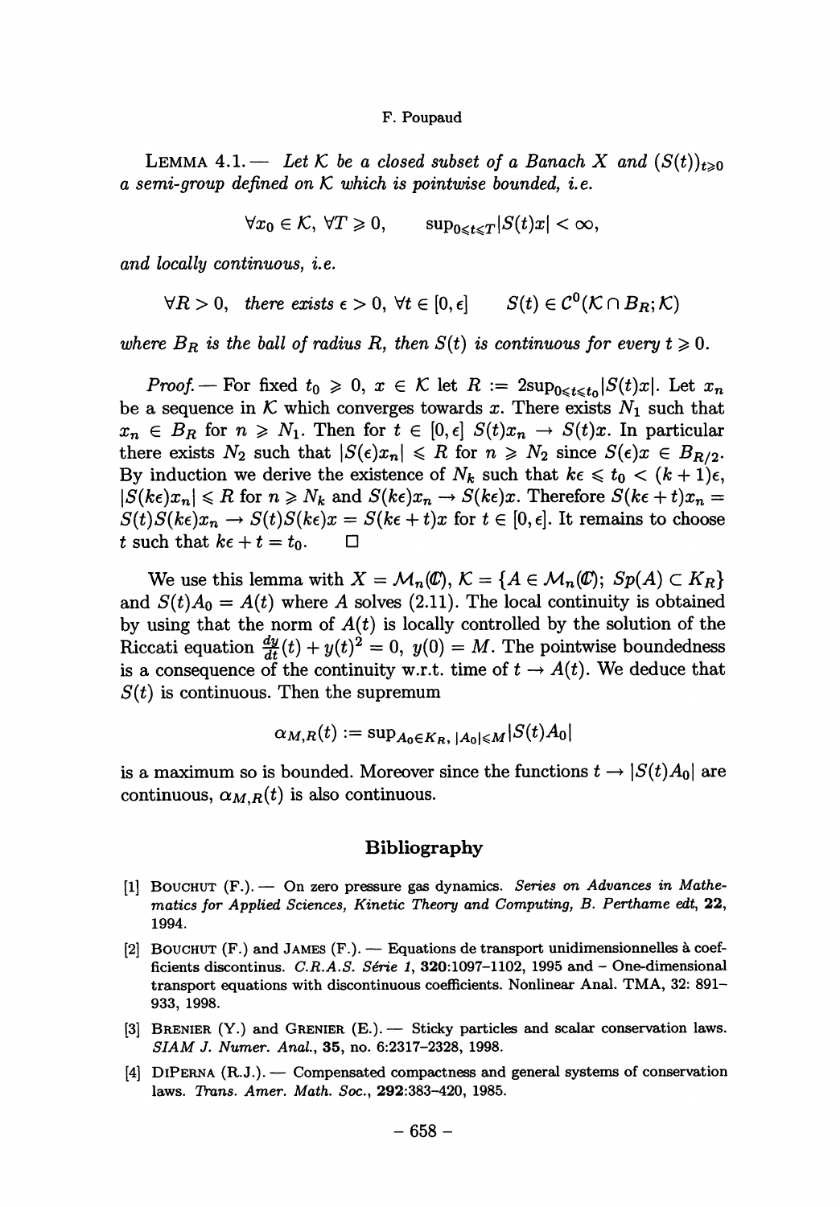LEMMA 4.1. — *Let $\mathcal{K}$ be a closed subset of a Banach $X$ and $(S(t))_{t\geqslant 0}$ a semi-group defined on $\mathcal{K}$ which is pointwise bounded, i.e.*

$$\forall x_0 \in \mathcal{K},\ \forall T \geqslant 0, \qquad \sup_{0\leqslant t\leqslant T}|S(t)x| < \infty,$$

*and locally continuous, i.e.*

$$\forall R > 0, \text{ there exists } \epsilon > 0,\ \forall t \in [0,\epsilon] \qquad S(t) \in \mathcal{C}^0(\mathcal{K}\cap B_R;\mathcal{K})$$

*where $B_R$ is the ball of radius $R$, then $S(t)$ is continuous for every $t \geqslant 0$.*

*Proof.* — For fixed $t_0 \geqslant 0$, $x \in \mathcal{K}$ let $R := 2\sup_{0\leqslant t\leqslant t_0}|S(t)x|$. Let $x_n$ be a sequence in $\mathcal{K}$ which converges towards $x$. There exists $N_1$ such that $x_n \in B_R$ for $n \geqslant N_1$. Then for $t \in [0,\epsilon]$ $S(t)x_n \to S(t)x$. In particular there exists $N_2$ such that $|S(\epsilon)x_n| \leqslant R$ for $n \geqslant N_2$ since $S(\epsilon)x \in B_{R/2}$. By induction we derive the existence of $N_k$ such that $k\epsilon \leqslant t_0 < (k+1)\epsilon$, $|S(k\epsilon)x_n| \leqslant R$ for $n \geqslant N_k$ and $S(k\epsilon)x_n \to S(k\epsilon)x$. Therefore $S(k\epsilon+t)x_n = S(t)S(k\epsilon)x_n \to S(t)S(k\epsilon)x = S(k\epsilon+t)x$ for $t \in [0,\epsilon]$. It remains to choose $t$ such that $k\epsilon + t = t_0$. □

We use this lemma with $X = \mathcal{M}_n(\mathbb{C})$, $\mathcal{K} = \{A \in \mathcal{M}_n(\mathbb{C});\ Sp(A) \subset K_R\}$ and $S(t)A_0 = A(t)$ where $A$ solves (2.11). The local continuity is obtained by using that the norm of $A(t)$ is locally controlled by the solution of the Riccati equation $\frac{dy}{dt}(t) + y(t)^2 = 0$, $y(0) = M$. The pointwise boundedness is a consequence of the continuity w.r.t. time of $t \to A(t)$. We deduce that $S(t)$ is continuous. Then the supremum

$$\alpha_{M,R}(t) := \sup_{A_0\in K_R,\ |A_0|\leqslant M}|S(t)A_0|$$

is a maximum so is bounded. Moreover since the functions $t \to |S(t)A_0|$ are continuous, $\alpha_{M,R}(t)$ is also continuous.

## Bibliography

[1] BOUCHUT (F.). — On zero pressure gas dynamics. *Series on Advances in Mathematics for Applied Sciences, Kinetic Theory and Computing, B. Perthame edt*, **22**, 1994.

[2] BOUCHUT (F.) and JAMES (F.). — Equations de transport unidimensionnelles à coefficients discontinus. *C.R.A.S. Série 1*, **320**:1097–1102, 1995 and – One-dimensional transport equations with discontinuous coefficients. Nonlinear Anal. TMA, 32: 891–933, 1998.

[3] BRENIER (Y.) and GRENIER (E.). — Sticky particles and scalar conservation laws. *SIAM J. Numer. Anal.*, **35**, no. 6:2317–2328, 1998.

[4] DIPERNA (R.J.). — Compensated compactness and general systems of conservation laws. *Trans. Amer. Math. Soc.*, **292**:383–420, 1985.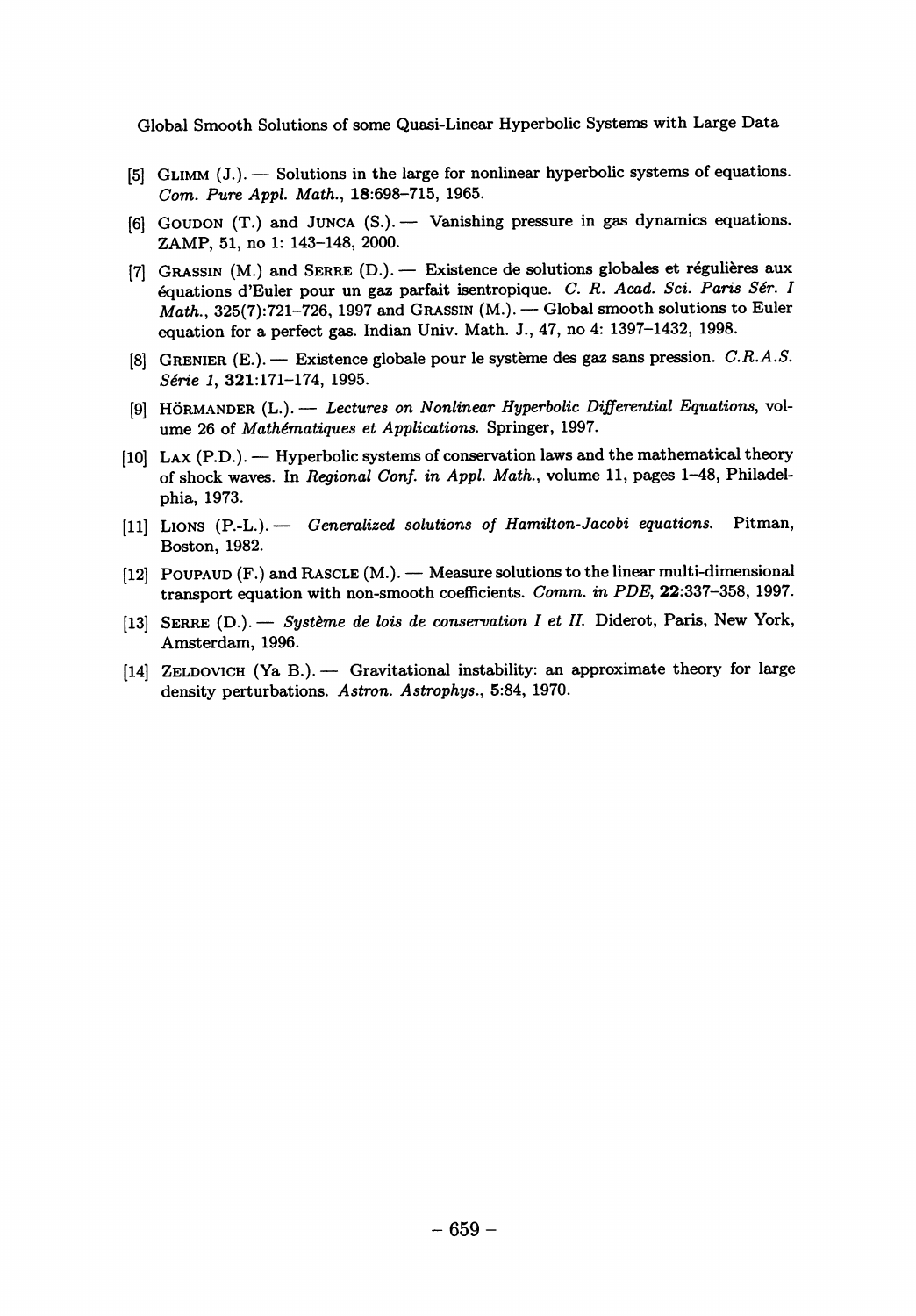[5] GLIMM (J.). — Solutions in the large for nonlinear hyperbolic systems of equations. *Com. Pure Appl. Math.*, **18**:698–715, 1965.

[6] GOUDON (T.) and JUNCA (S.). — Vanishing pressure in gas dynamics equations. ZAMP, 51, no 1: 143–148, 2000.

[7] GRASSIN (M.) and SERRE (D.). — Existence de solutions globales et régulières aux équations d'Euler pour un gaz parfait isentropique. *C. R. Acad. Sci. Paris Sér. I Math.*, 325(7):721–726, 1997 and GRASSIN (M.). — Global smooth solutions to Euler equation for a perfect gas. Indian Univ. Math. J., 47, no 4: 1397–1432, 1998.

[8] GRENIER (E.). — Existence globale pour le système des gaz sans pression. *C.R.A.S. Série 1*, **321**:171–174, 1995.

[9] HÖRMANDER (L.). — *Lectures on Nonlinear Hyperbolic Differential Equations*, volume 26 of *Mathématiques et Applications*. Springer, 1997.

[10] LAX (P.D.). — Hyperbolic systems of conservation laws and the mathematical theory of shock waves. In *Regional Conf. in Appl. Math.*, volume 11, pages 1–48, Philadelphia, 1973.

[11] LIONS (P.-L.). — *Generalized solutions of Hamilton-Jacobi equations.* Pitman, Boston, 1982.

[12] POUPAUD (F.) and RASCLE (M.). — Measure solutions to the linear multi-dimensional transport equation with non-smooth coefficients. *Comm. in PDE*, **22**:337–358, 1997.

[13] SERRE (D.). — *Système de lois de conservation I et II.* Diderot, Paris, New York, Amsterdam, 1996.

[14] ZELDOVICH (Ya B.). — Gravitational instability: an approximate theory for large density perturbations. *Astron. Astrophys.*, **5**:84, 1970.